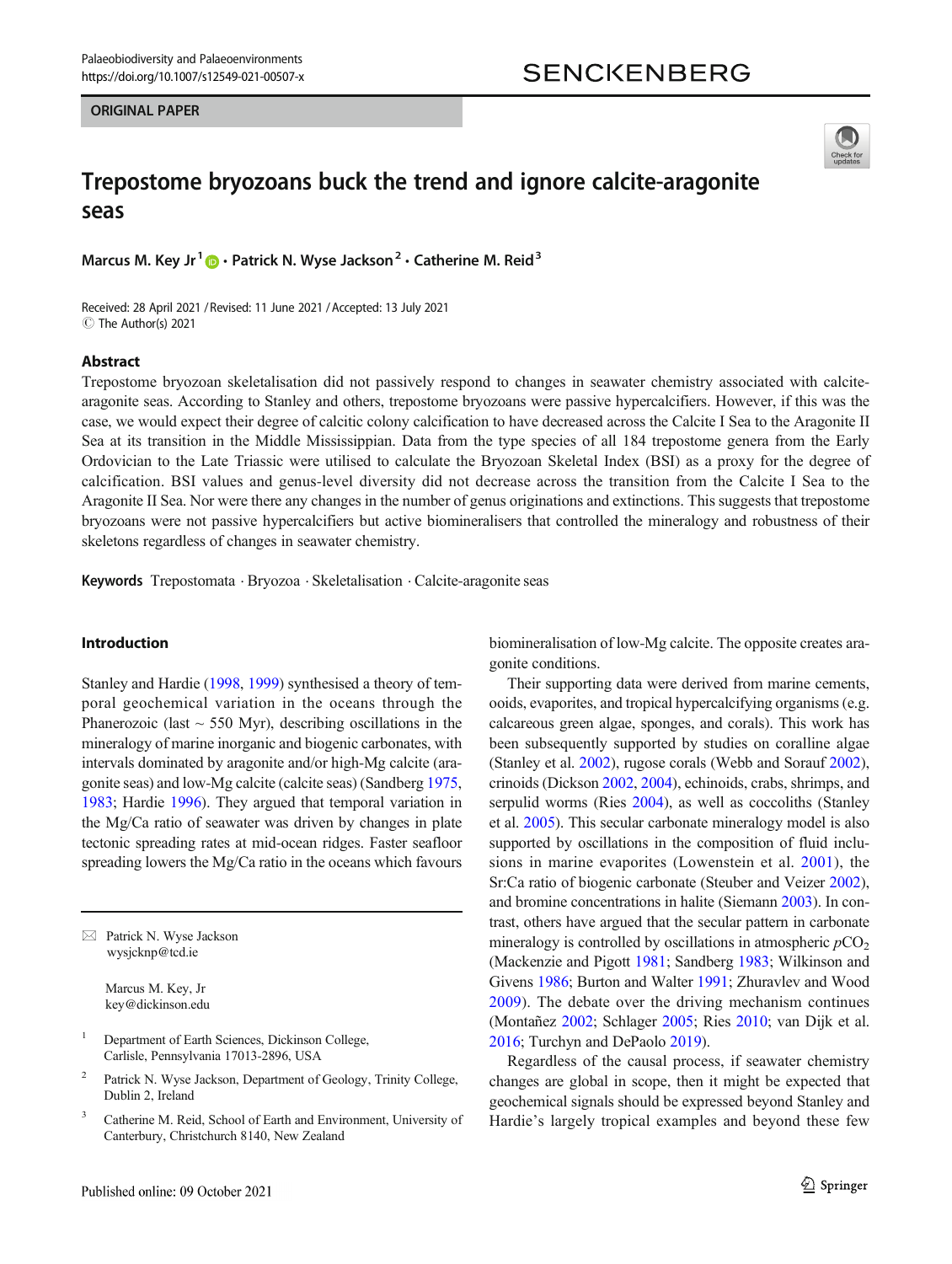ORIGINAL PAPER

# Trepostome bryozoans buck the trend and ignore calcite-aragonite seas

**Marcus M. Key Jr[1] · Patrick N. Wyse Jackson[2] · Catherine M. Reid[3]**

Received: 28 April 2021 / Revised: 11 June 2021 / Accepted: 13 July 2021
© The Author(s) 2021

## Abstract

Trepostome bryozoan skeletalisation did not passively respond to changes in seawater chemistry associated with calcite-aragonite seas. According to Stanley and others, trepostome bryozoans were passive hypercalcifiers. However, if this was the case, we would expect their degree of calcitic colony calcification to have decreased across the Calcite I Sea to the Aragonite II Sea at its transition in the Middle Mississippian. Data from the type species of all 184 trepostome genera from the Early Ordovician to the Late Triassic were utilised to calculate the Bryozoan Skeletal Index (BSI) as a proxy for the degree of calcification. BSI values and genus-level diversity did not decrease across the transition from the Calcite I Sea to the Aragonite II Sea. Nor were there any changes in the number of genus originations and extinctions. This suggests that trepostome bryozoans were not passive hypercalcifiers but active biomineralisers that controlled the mineralogy and robustness of their skeletons regardless of changes in seawater chemistry.

**Keywords** Trepostomata · Bryozoa · Skeletalisation · Calcite-aragonite seas

## Introduction

Stanley and Hardie (1998, 1999) synthesised a theory of temporal geochemical variation in the oceans through the Phanerozoic (last ~ 550 Myr), describing oscillations in the mineralogy of marine inorganic and biogenic carbonates, with intervals dominated by aragonite and/or high-Mg calcite (aragonite seas) and low-Mg calcite (calcite seas) (Sandberg 1975, 1983; Hardie 1996). They argued that temporal variation in the Mg/Ca ratio of seawater was driven by changes in plate tectonic spreading rates at mid-ocean ridges. Faster seafloor spreading lowers the Mg/Ca ratio in the oceans which favours biomineralisation of low-Mg calcite. The opposite creates aragonite conditions.

Their supporting data were derived from marine cements, ooids, evaporites, and tropical hypercalcifying organisms (e.g. calcareous green algae, sponges, and corals). This work has been subsequently supported by studies on coralline algae (Stanley et al. 2002), rugose corals (Webb and Sorauf 2002), crinoids (Dickson 2002, 2004), echinoids, crabs, shrimps, and serpulid worms (Ries 2004), as well as coccoliths (Stanley et al. 2005). This secular carbonate mineralogy model is also supported by oscillations in the composition of fluid inclusions in marine evaporites (Lowenstein et al. 2001), the Sr:Ca ratio of biogenic carbonate (Steuber and Veizer 2002), and bromine concentrations in halite (Siemann 2003). In contrast, others have argued that the secular pattern in carbonate mineralogy is controlled by oscillations in atmospheric $pCO_2$ (Mackenzie and Pigott 1981; Sandberg 1983; Wilkinson and Givens 1986; Burton and Walter 1991; Zhuravlev and Wood 2009). The debate over the driving mechanism continues (Montañez 2002; Schlager 2005; Ries 2010; van Dijk et al. 2016; Turchyn and DePaolo 2019).

Regardless of the causal process, if seawater chemistry changes are global in scope, then it might be expected that geochemical signals should be expressed beyond Stanley and Hardie's largely tropical examples and beyond these few

---

✉ Patrick N. Wyse Jackson
wysjcknp@tcd.ie

Marcus M. Key, Jr
key@dickinson.edu

[1] Department of Earth Sciences, Dickinson College, Carlisle, Pennsylvania 17013-2896, USA

[2] Patrick N. Wyse Jackson, Department of Geology, Trinity College, Dublin 2, Ireland

[3] Catherine M. Reid, School of Earth and Environment, University of Canterbury, Christchurch 8140, New Zealand

Published online: 09 October 2021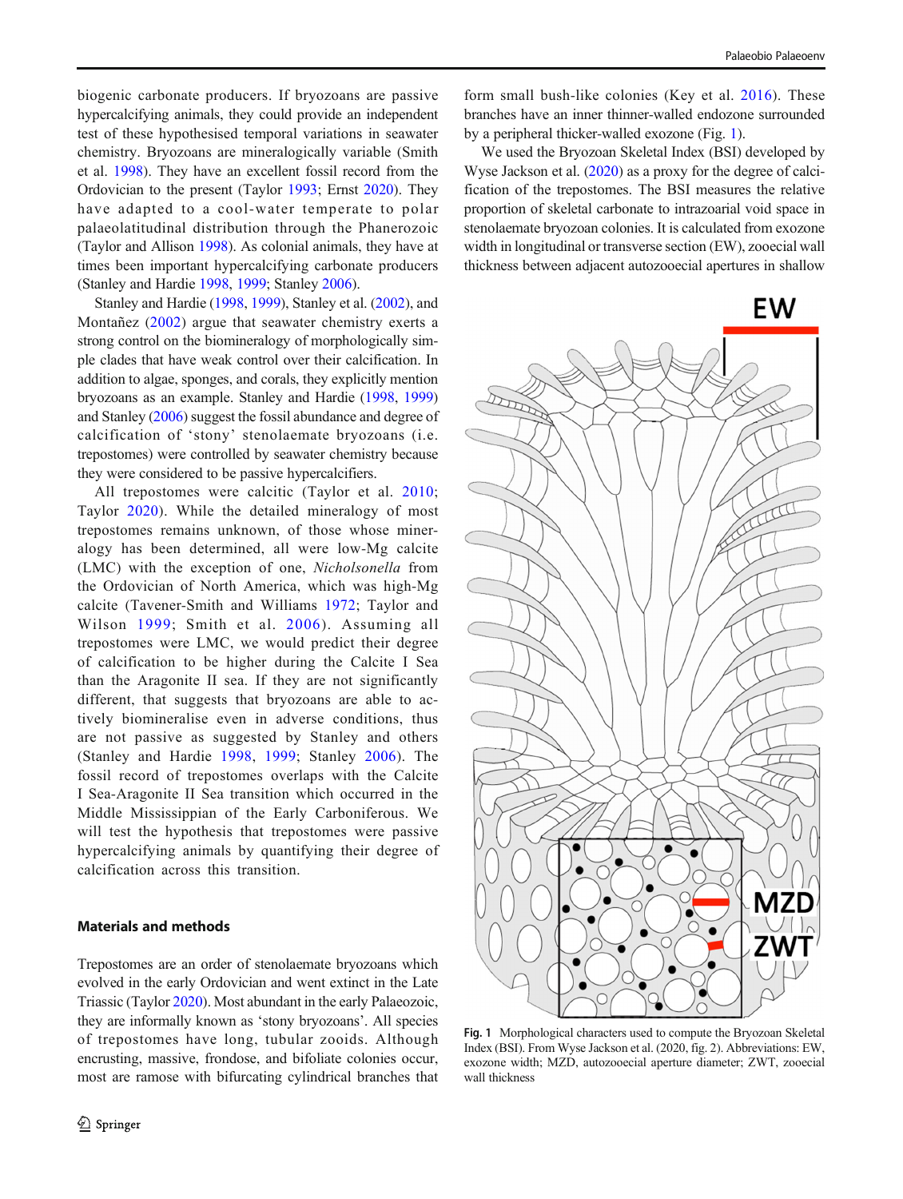biogenic carbonate producers. If bryozoans are passive hypercalcifying animals, they could provide an independent test of these hypothesised temporal variations in seawater chemistry. Bryozoans are mineralogically variable (Smith et al. 1998). They have an excellent fossil record from the Ordovician to the present (Taylor 1993; Ernst 2020). They have adapted to a cool-water temperate to polar palaeolatitudinal distribution through the Phanerozoic (Taylor and Allison 1998). As colonial animals, they have at times been important hypercalcifying carbonate producers (Stanley and Hardie 1998, 1999; Stanley 2006).

Stanley and Hardie (1998, 1999), Stanley et al. (2002), and Montañez (2002) argue that seawater chemistry exerts a strong control on the biomineralogy of morphologically simple clades that have weak control over their calcification. In addition to algae, sponges, and corals, they explicitly mention bryozoans as an example. Stanley and Hardie (1998, 1999) and Stanley (2006) suggest the fossil abundance and degree of calcification of 'stony' stenolaemate bryozoans (i.e. trepostomes) were controlled by seawater chemistry because they were considered to be passive hypercalcifiers.

All trepostomes were calcitic (Taylor et al. 2010; Taylor 2020). While the detailed mineralogy of most trepostomes remains unknown, of those whose mineralogy has been determined, all were low-Mg calcite (LMC) with the exception of one, *Nicholsonella* from the Ordovician of North America, which was high-Mg calcite (Tavener-Smith and Williams 1972; Taylor and Wilson 1999; Smith et al. 2006). Assuming all trepostomes were LMC, we would predict their degree of calcification to be higher during the Calcite I Sea than the Aragonite II sea. If they are not significantly different, that suggests that bryozoans are able to actively biomineralise even in adverse conditions, thus are not passive as suggested by Stanley and others (Stanley and Hardie 1998, 1999; Stanley 2006). The fossil record of trepostomes overlaps with the Calcite I Sea-Aragonite II Sea transition which occurred in the Middle Mississippian of the Early Carboniferous. We will test the hypothesis that trepostomes were passive hypercalcifying animals by quantifying their degree of calcification across this transition.

## Materials and methods

Trepostomes are an order of stenolaemate bryozoans which evolved in the early Ordovician and went extinct in the Late Triassic (Taylor 2020). Most abundant in the early Palaeozoic, they are informally known as 'stony bryozoans'. All species of trepostomes have long, tubular zooids. Although encrusting, massive, frondose, and bifoliate colonies occur, most are ramose with bifurcating cylindrical branches that form small bush-like colonies (Key et al. 2016). These branches have an inner thinner-walled endozone surrounded by a peripheral thicker-walled exozone (Fig. 1).

We used the Bryozoan Skeletal Index (BSI) developed by Wyse Jackson et al. (2020) as a proxy for the degree of calcification of the trepostomes. The BSI measures the relative proportion of skeletal carbonate to intrazoarial void space in stenolaemate bryozoan colonies. It is calculated from exozone width in longitudinal or transverse section (EW), zooecial wall thickness between adjacent autozooecial apertures in shallow

**Fig. 1** Morphological characters used to compute the Bryozoan Skeletal Index (BSI). From Wyse Jackson et al. (2020, fig. 2). Abbreviations: EW, exozone width; MZD, autozooecial aperture diameter; ZWT, zooecial wall thickness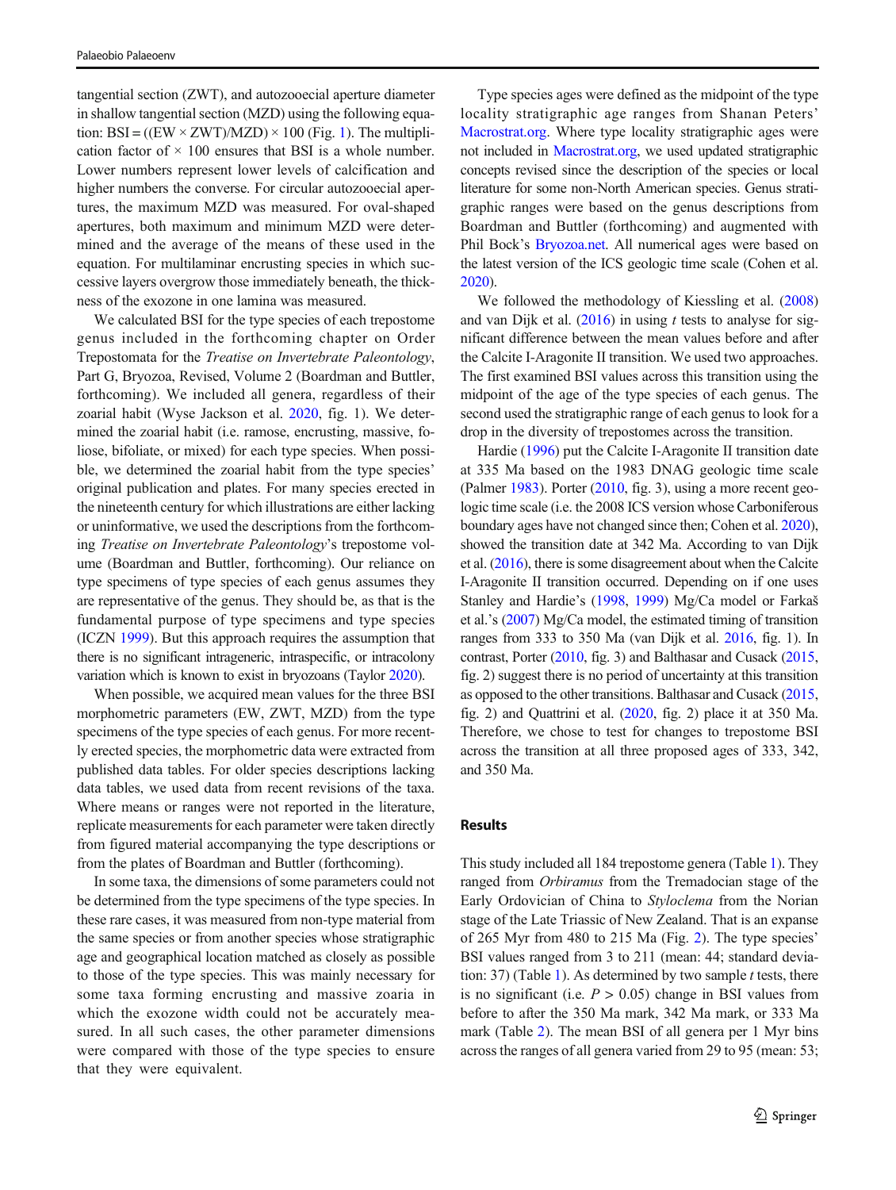tangential section (ZWT), and autozooecial aperture diameter in shallow tangential section (MZD) using the following equation: $BSI = ((EW \times ZWT)/MZD) \times 100$ (Fig. 1). The multiplication factor of × 100 ensures that BSI is a whole number. Lower numbers represent lower levels of calcification and higher numbers the converse. For circular autozooecial apertures, the maximum MZD was measured. For oval-shaped apertures, both maximum and minimum MZD were determined and the average of the means of these used in the equation. For multilaminar encrusting species in which successive layers overgrow those immediately beneath, the thickness of the exozone in one lamina was measured.

We calculated BSI for the type species of each trepostome genus included in the forthcoming chapter on Order Trepostomata for the *Treatise on Invertebrate Paleontology*, Part G, Bryozoa, Revised, Volume 2 (Boardman and Buttler, forthcoming). We included all genera, regardless of their zoarial habit (Wyse Jackson et al. 2020, fig. 1). We determined the zoarial habit (i.e. ramose, encrusting, massive, foliose, bifoliate, or mixed) for each type species. When possible, we determined the zoarial habit from the type species' original publication and plates. For many species erected in the nineteenth century for which illustrations are either lacking or uninformative, we used the descriptions from the forthcoming *Treatise on Invertebrate Paleontology*'s trepostome volume (Boardman and Buttler, forthcoming). Our reliance on type specimens of type species of each genus assumes they are representative of the genus. They should be, as that is the fundamental purpose of type specimens and type species (ICZN 1999). But this approach requires the assumption that there is no significant intrageneric, intraspecific, or intracolony variation which is known to exist in bryozoans (Taylor 2020).

When possible, we acquired mean values for the three BSI morphometric parameters (EW, ZWT, MZD) from the type specimens of the type species of each genus. For more recently erected species, the morphometric data were extracted from published data tables. For older species descriptions lacking data tables, we used data from recent revisions of the taxa. Where means or ranges were not reported in the literature, replicate measurements for each parameter were taken directly from figured material accompanying the type descriptions or from the plates of Boardman and Buttler (forthcoming).

In some taxa, the dimensions of some parameters could not be determined from the type specimens of the type species. In these rare cases, it was measured from non-type material from the same species or from another species whose stratigraphic age and geographical location matched as closely as possible to those of the type species. This was mainly necessary for some taxa forming encrusting and massive zoaria in which the exozone width could not be accurately measured. In all such cases, the other parameter dimensions were compared with those of the type species to ensure that they were equivalent.

Type species ages were defined as the midpoint of the type locality stratigraphic age ranges from Shanan Peters' Macrostrat.org. Where type locality stratigraphic ages were not included in Macrostrat.org, we used updated stratigraphic concepts revised since the description of the species or local literature for some non-North American species. Genus stratigraphic ranges were based on the genus descriptions from Boardman and Buttler (forthcoming) and augmented with Phil Bock's Bryozoa.net. All numerical ages were based on the latest version of the ICS geologic time scale (Cohen et al. 2020).

We followed the methodology of Kiessling et al. (2008) and van Dijk et al. (2016) in using *t* tests to analyse for significant difference between the mean values before and after the Calcite I-Aragonite II transition. We used two approaches. The first examined BSI values across this transition using the midpoint of the age of the type species of each genus. The second used the stratigraphic range of each genus to look for a drop in the diversity of trepostomes across the transition.

Hardie (1996) put the Calcite I-Aragonite II transition date at 335 Ma based on the 1983 DNAG geologic time scale (Palmer 1983). Porter (2010, fig. 3), using a more recent geologic time scale (i.e. the 2008 ICS version whose Carboniferous boundary ages have not changed since then; Cohen et al. 2020), showed the transition date at 342 Ma. According to van Dijk et al. (2016), there is some disagreement about when the Calcite I-Aragonite II transition occurred. Depending on if one uses Stanley and Hardie's (1998, 1999) Mg/Ca model or Farkaš et al.'s (2007) Mg/Ca model, the estimated timing of transition ranges from 333 to 350 Ma (van Dijk et al. 2016, fig. 1). In contrast, Porter (2010, fig. 3) and Balthasar and Cusack (2015, fig. 2) suggest there is no period of uncertainty at this transition as opposed to the other transitions. Balthasar and Cusack (2015, fig. 2) and Quattrini et al. (2020, fig. 2) place it at 350 Ma. Therefore, we chose to test for changes to trepostome BSI across the transition at all three proposed ages of 333, 342, and 350 Ma.

## Results

This study included all 184 trepostome genera (Table 1). They ranged from *Orbiramus* from the Tremadocian stage of the Early Ordovician of China to *Styloclema* from the Norian stage of the Late Triassic of New Zealand. That is an expanse of 265 Myr from 480 to 215 Ma (Fig. 2). The type species' BSI values ranged from 3 to 211 (mean: 44; standard deviation: 37) (Table 1). As determined by two sample *t* tests, there is no significant (i.e. $P > 0.05$) change in BSI values from before to after the 350 Ma mark, 342 Ma mark, or 333 Ma mark (Table 2). The mean BSI of all genera per 1 Myr bins across the ranges of all genera varied from 29 to 95 (mean: 53;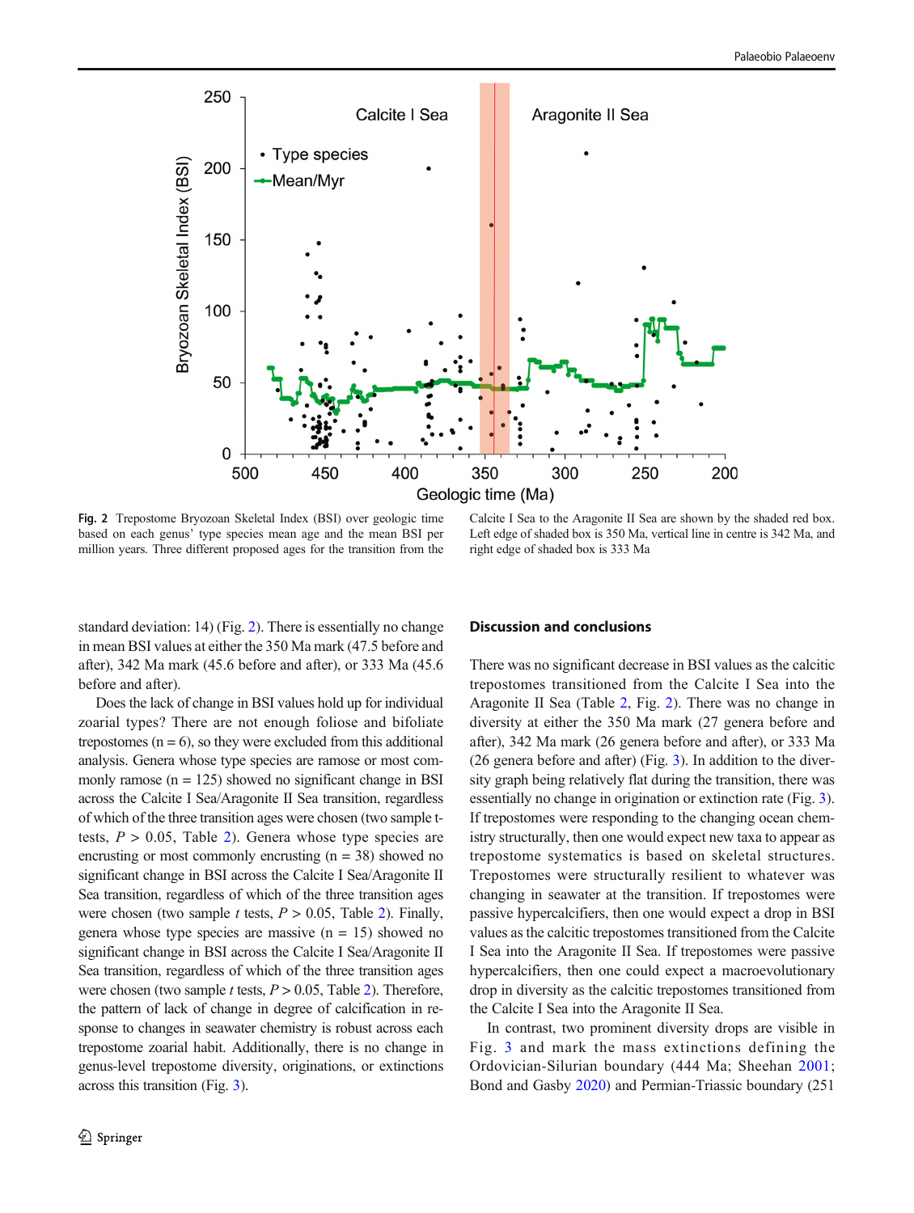**Fig. 2** Trepostome Bryozoan Skeletal Index (BSI) over geologic time based on each genus' type species mean age and the mean BSI per million years. Three different proposed ages for the transition from the Calcite I Sea to the Aragonite II Sea are shown by the shaded red box. Left edge of shaded box is 350 Ma, vertical line in centre is 342 Ma, and right edge of shaded box is 333 Ma

standard deviation: 14) (Fig. 2). There is essentially no change in mean BSI values at either the 350 Ma mark (47.5 before and after), 342 Ma mark (45.6 before and after), or 333 Ma (45.6 before and after).

Does the lack of change in BSI values hold up for individual zoarial types? There are not enough foliose and bifoliate trepostomes (n = 6), so they were excluded from this additional analysis. Genera whose type species are ramose or most commonly ramose (n = 125) showed no significant change in BSI across the Calcite I Sea/Aragonite II Sea transition, regardless of which of the three transition ages were chosen (two sample t-tests, $P > 0.05$, Table 2). Genera whose type species are encrusting or most commonly encrusting (n = 38) showed no significant change in BSI across the Calcite I Sea/Aragonite II Sea transition, regardless of which of the three transition ages were chosen (two sample *t* tests, $P > 0.05$, Table 2). Finally, genera whose type species are massive (n = 15) showed no significant change in BSI across the Calcite I Sea/Aragonite II Sea transition, regardless of which of the three transition ages were chosen (two sample *t* tests, $P > 0.05$, Table 2). Therefore, the pattern of lack of change in degree of calcification in response to changes in seawater chemistry is robust across each trepostome zoarial habit. Additionally, there is no change in genus-level trepostome diversity, originations, or extinctions across this transition (Fig. 3).

## Discussion and conclusions

There was no significant decrease in BSI values as the calcitic trepostomes transitioned from the Calcite I Sea into the Aragonite II Sea (Table 2, Fig. 2). There was no change in diversity at either the 350 Ma mark (27 genera before and after), 342 Ma mark (26 genera before and after), or 333 Ma (26 genera before and after) (Fig. 3). In addition to the diversity graph being relatively flat during the transition, there was essentially no change in origination or extinction rate (Fig. 3). If trepostomes were responding to the changing ocean chemistry structurally, then one would expect new taxa to appear as trepostome systematics is based on skeletal structures. Trepostomes were structurally resilient to whatever was changing in seawater at the transition. If trepostomes were passive hypercalcifiers, then one would expect a drop in BSI values as the calcitic trepostomes transitioned from the Calcite I Sea into the Aragonite II Sea. If trepostomes were passive hypercalcifiers, then one could expect a macroevolutionary drop in diversity as the calcitic trepostomes transitioned from the Calcite I Sea into the Aragonite II Sea.

In contrast, two prominent diversity drops are visible in Fig. 3 and mark the mass extinctions defining the Ordovician-Silurian boundary (444 Ma; Sheehan 2001; Bond and Gasby 2020) and Permian-Triassic boundary (251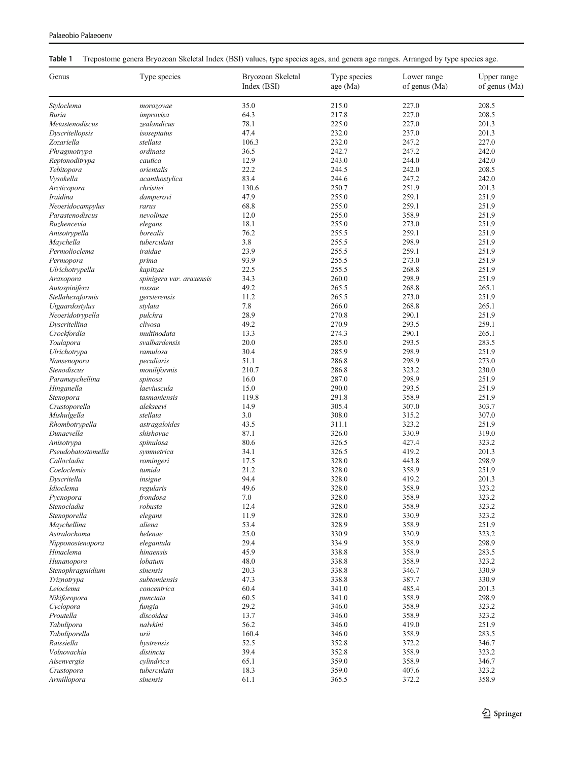**Table 1** Trepostome genera Bryozoan Skeletal Index (BSI) values, type species ages, and genera age ranges. Arranged by type species age.

| Genus | Type species | Bryozoan Skeletal Index (BSI) | Type species age (Ma) | Lower range of genus (Ma) | Upper range of genus (Ma) |
|---|---|---|---|---|---|
| *Styloclema* | *morozovae* | 35.0 | 215.0 | 227.0 | 208.5 |
| *Buria* | *improvisa* | 64.3 | 217.8 | 227.0 | 208.5 |
| *Metastenodiscus* | *zealandicus* | 78.1 | 225.0 | 227.0 | 201.3 |
| *Dyscritellopsis* | *isoseptatus* | 47.4 | 232.0 | 237.0 | 201.3 |
| *Zozariella* | *stellata* | 106.3 | 232.0 | 247.2 | 227.0 |
| *Phragmotrypa* | *ordinata* | 36.5 | 242.7 | 247.2 | 242.0 |
| *Reptonoditrypa* | *cautica* | 12.9 | 243.0 | 244.0 | 242.0 |
| *Tebitopora* | *orientalis* | 22.2 | 244.5 | 242.0 | 208.5 |
| *Vysokella* | *acanthostylica* | 83.4 | 244.6 | 247.2 | 242.0 |
| *Arcticopora* | *christiei* | 130.6 | 250.7 | 251.9 | 201.3 |
| *Iraidina* | *damperovi* | 47.9 | 255.0 | 259.1 | 251.9 |
| *Neoeridocampylus* | *rarus* | 68.8 | 255.0 | 259.1 | 251.9 |
| *Parastenodiscus* | *nevolinae* | 12.0 | 255.0 | 358.9 | 251.9 |
| *Ruzhencevia* | *elegans* | 18.1 | 255.0 | 273.0 | 251.9 |
| *Anisotrypella* | *borealis* | 76.2 | 255.5 | 259.1 | 251.9 |
| *Maychella* | *tuberculata* | 3.8 | 255.5 | 298.9 | 251.9 |
| *Permolioclema* | *iraidae* | 23.9 | 255.5 | 259.1 | 251.9 |
| *Permopora* | *prima* | 93.9 | 255.5 | 273.0 | 251.9 |
| *Ulrichotrypella* | *kapitzae* | 22.5 | 255.5 | 268.8 | 251.9 |
| *Araxopora* | *spinigera var. araxensis* | 34.3 | 260.0 | 298.9 | 251.9 |
| *Autospinifera* | *rossae* | 49.2 | 265.5 | 268.8 | 265.1 |
| *Stellahexaformis* | *gersterensis* | 11.2 | 265.5 | 273.0 | 251.9 |
| *Utgaardostylus* | *stylata* | 7.8 | 266.0 | 268.8 | 265.1 |
| *Neoeridotrypella* | *pulchra* | 28.9 | 270.8 | 290.1 | 251.9 |
| *Dyscritellina* | *clivosa* | 49.2 | 270.9 | 293.5 | 259.1 |
| *Crockfordia* | *multinodata* | 13.3 | 274.3 | 290.1 | 265.1 |
| *Toulapora* | *svalbardensis* | 20.0 | 285.0 | 293.5 | 283.5 |
| *Ulrichotrypa* | *ramulosa* | 30.4 | 285.9 | 298.9 | 251.9 |
| *Nansenopora* | *peculiaris* | 51.1 | 286.8 | 298.9 | 273.0 |
| *Stenodiscus* | *moniliformis* | 210.7 | 286.8 | 323.2 | 230.0 |
| *Paramaychellina* | *spinosa* | 16.0 | 287.0 | 298.9 | 251.9 |
| *Hinganella* | *laeviuscula* | 15.0 | 290.0 | 293.5 | 251.9 |
| *Stenopora* | *tasmaniensis* | 119.8 | 291.8 | 358.9 | 251.9 |
| *Crustoporella* | *alekseevi* | 14.9 | 305.4 | 307.0 | 303.7 |
| *Mishulgella* | *stellata* | 3.0 | 308.0 | 315.2 | 307.0 |
| *Rhombotrypella* | *astragaloides* | 43.5 | 311.1 | 323.2 | 251.9 |
| *Dunaevella* | *shishovae* | 87.1 | 326.0 | 330.9 | 319.0 |
| *Anisotrypa* | *spinulosa* | 80.6 | 326.5 | 427.4 | 323.2 |
| *Pseudobatostomella* | *symmetrica* | 34.1 | 326.5 | 419.2 | 201.3 |
| *Callocladia* | *romingeri* | 17.5 | 328.0 | 443.8 | 298.9 |
| *Coeloclemis* | *tumida* | 21.2 | 328.0 | 358.9 | 251.9 |
| *Dyscritella* | *insigne* | 94.4 | 328.0 | 419.2 | 201.3 |
| *Idioclema* | *regularis* | 49.6 | 328.0 | 358.9 | 323.2 |
| *Pycnopora* | *frondosa* | 7.0 | 328.0 | 358.9 | 323.2 |
| *Stenocladia* | *robusta* | 12.4 | 328.0 | 358.9 | 323.2 |
| *Stenoporella* | *elegans* | 11.9 | 328.0 | 330.9 | 323.2 |
| *Maychellina* | *aliena* | 53.4 | 328.9 | 358.9 | 251.9 |
| *Astralochoma* | *helenae* | 25.0 | 330.9 | 330.9 | 323.2 |
| *Nipponostenopora* | *elegantula* | 29.4 | 334.9 | 358.9 | 298.9 |
| *Hinaclema* | *hinaensis* | 45.9 | 338.8 | 358.9 | 283.5 |
| *Hunanopora* | *lobatum* | 48.0 | 338.8 | 358.9 | 323.2 |
| *Stenophragmidium* | *sinensis* | 20.3 | 338.8 | 346.7 | 330.9 |
| *Triznotrypa* | *subtomiensis* | 47.3 | 338.8 | 387.7 | 330.9 |
| *Leioclema* | *concentrica* | 60.4 | 341.0 | 485.4 | 201.3 |
| *Nikiforopora* | *punctata* | 60.5 | 341.0 | 358.9 | 298.9 |
| *Cyclopora* | *fungia* | 29.2 | 346.0 | 358.9 | 323.2 |
| *Proutella* | *discoidea* | 13.7 | 346.0 | 358.9 | 323.2 |
| *Tabulipora* | *nalvkini* | 56.2 | 346.0 | 419.0 | 251.9 |
| *Tabuliporella* | *urii* | 160.4 | 346.0 | 358.9 | 283.5 |
| *Raissiella* | *bystrensis* | 52.5 | 352.8 | 372.2 | 346.7 |
| *Volnovachia* | *distincta* | 39.4 | 352.8 | 358.9 | 323.2 |
| *Aisenvergia* | *cylindrica* | 65.1 | 359.0 | 358.9 | 346.7 |
| *Crustopora* | *tuberculata* | 18.3 | 359.0 | 407.6 | 323.2 |
| *Armillopora* | *sinensis* | 61.1 | 365.5 | 372.2 | 358.9 |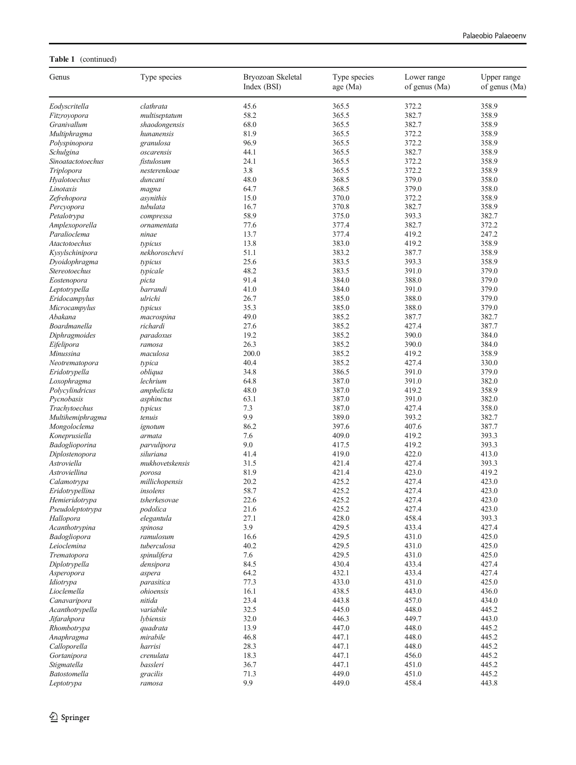**Table 1** (continued)

| Genus | Type species | Bryozoan Skeletal Index (BSI) | Type species age (Ma) | Lower range of genus (Ma) | Upper range of genus (Ma) |
|---|---|---|---|---|---|
| *Eodyscritella* | *clathrata* | 45.6 | 365.5 | 372.2 | 358.9 |
| *Fitzroyopora* | *multiseptatum* | 58.2 | 365.5 | 382.7 | 358.9 |
| *Granivallum* | *shaodongensis* | 68.0 | 365.5 | 382.7 | 358.9 |
| *Multiphragma* | *hunanensis* | 81.9 | 365.5 | 372.2 | 358.9 |
| *Polyspinopora* | *granulosa* | 96.9 | 365.5 | 372.2 | 358.9 |
| *Schulgina* | *oscarensis* | 44.1 | 365.5 | 382.7 | 358.9 |
| *Sinoatactotoechus* | *fistulosum* | 24.1 | 365.5 | 372.2 | 358.9 |
| *Triplopora* | *nesterenkoae* | 3.8 | 365.5 | 372.2 | 358.9 |
| *Hyalotoechus* | *duncani* | 48.0 | 368.5 | 379.0 | 358.0 |
| *Linotaxis* | *magna* | 64.7 | 368.5 | 379.0 | 358.0 |
| *Zefrehopora* | *asynithis* | 15.0 | 370.0 | 372.2 | 358.9 |
| *Percyopora* | *tubulata* | 16.7 | 370.8 | 382.7 | 358.9 |
| *Petalotrypa* | *compressa* | 58.9 | 375.0 | 393.3 | 382.7 |
| *Amplexoporella* | *ornamentata* | 77.6 | 377.4 | 382.7 | 372.2 |
| *Paralioclema* | *ninae* | 13.7 | 377.4 | 419.2 | 247.2 |
| *Atactotoechus* | *typicus* | 13.8 | 383.0 | 419.2 | 358.9 |
| *Kysylschinipora* | *nekhoroschevi* | 51.1 | 383.2 | 387.7 | 358.9 |
| *Dyoidophragma* | *typicus* | 25.6 | 383.5 | 393.3 | 358.9 |
| *Stereotoechus* | *typicale* | 48.2 | 383.5 | 391.0 | 379.0 |
| *Eostenopora* | *picta* | 91.4 | 384.0 | 388.0 | 379.0 |
| *Leptotrypella* | *barrandi* | 41.0 | 384.0 | 391.0 | 379.0 |
| *Eridocampylus* | *ulrichi* | 26.7 | 385.0 | 388.0 | 379.0 |
| *Microcampylus* | *typicus* | 35.3 | 385.0 | 388.0 | 379.0 |
| *Abakana* | *macrospina* | 49.0 | 385.2 | 387.7 | 382.7 |
| *Boardmanella* | *richardi* | 27.6 | 385.2 | 427.4 | 387.7 |
| *Diphragmoides* | *paradoxus* | 19.2 | 385.2 | 390.0 | 384.0 |
| *Eifelipora* | *ramosa* | 26.3 | 385.2 | 390.0 | 384.0 |
| *Minussina* | *maculosa* | 200.0 | 385.2 | 419.2 | 358.9 |
| *Neotrematopora* | *typica* | 40.4 | 385.2 | 427.4 | 330.0 |
| *Eridotrypella* | *obliqua* | 34.8 | 386.5 | 391.0 | 379.0 |
| *Loxophragma* | *lechrium* | 64.8 | 387.0 | 391.0 | 382.0 |
| *Polycylindricus* | *amphelicta* | 48.0 | 387.0 | 419.2 | 358.9 |
| *Pycnobasis* | *asphinctus* | 63.1 | 387.0 | 391.0 | 382.0 |
| *Trachytoechus* | *typicus* | 7.3 | 387.0 | 427.4 | 358.0 |
| *Multihemiphragma* | *tenuis* | 9.9 | 389.0 | 393.2 | 382.7 |
| *Mongoloclema* | *ignotum* | 86.2 | 397.6 | 407.6 | 387.7 |
| *Koneprusiella* | *armata* | 7.6 | 409.0 | 419.2 | 393.3 |
| *Badoglioporina* | *parvulipora* | 9.0 | 417.5 | 419.2 | 393.3 |
| *Diplostenopora* | *siluriana* | 41.4 | 419.0 | 422.0 | 413.0 |
| *Astroviella* | *mukhovetskensis* | 31.5 | 421.4 | 427.4 | 393.3 |
| *Astroviellina* | *porosa* | 81.9 | 421.4 | 423.0 | 419.2 |
| *Calamotrypa* | *millichopensis* | 20.2 | 425.2 | 427.4 | 423.0 |
| *Eridotrypellina* | *insolens* | 58.7 | 425.2 | 427.4 | 423.0 |
| *Hemieridotrypa* | *tsherkesovae* | 22.6 | 425.2 | 427.4 | 423.0 |
| *Pseudoleptotrypa* | *podolica* | 21.6 | 425.2 | 427.4 | 423.0 |
| *Hallopora* | *elegantula* | 27.1 | 428.0 | 458.4 | 393.3 |
| *Acanthotrypina* | *spinosa* | 3.9 | 429.5 | 433.4 | 427.4 |
| *Badogliopora* | *ramulosum* | 16.6 | 429.5 | 431.0 | 425.0 |
| *Leioclemina* | *tuberculosa* | 40.2 | 429.5 | 431.0 | 425.0 |
| *Trematopora* | *spinulifera* | 7.6 | 429.5 | 431.0 | 425.0 |
| *Diplotrypella* | *densipora* | 84.5 | 430.4 | 433.4 | 427.4 |
| *Asperopora* | *aspera* | 64.2 | 432.1 | 433.4 | 427.4 |
| *Idiotrypa* | *parasitica* | 77.3 | 433.0 | 431.0 | 425.0 |
| *Lioclemella* | *ohioensis* | 16.1 | 438.5 | 443.0 | 436.0 |
| *Canavaripora* | *nitida* | 23.4 | 443.8 | 457.0 | 434.0 |
| *Acanthotrypella* | *variabile* | 32.5 | 445.0 | 448.0 | 445.2 |
| *Jifarahpora* | *lybiensis* | 32.0 | 446.3 | 449.7 | 443.0 |
| *Rhombotrypa* | *quadrata* | 13.9 | 447.0 | 448.0 | 445.2 |
| *Anaphragma* | *mirabile* | 46.8 | 447.1 | 448.0 | 445.2 |
| *Calloporella* | *harrisi* | 28.3 | 447.1 | 448.0 | 445.2 |
| *Gortanipora* | *crenulata* | 18.3 | 447.1 | 456.0 | 445.2 |
| *Stigmatella* | *bassleri* | 36.7 | 447.1 | 451.0 | 445.2 |
| *Batostomella* | *gracilis* | 71.3 | 449.0 | 451.0 | 445.2 |
| *Leptotrypa* | *ramosa* | 9.9 | 449.0 | 458.4 | 443.8 |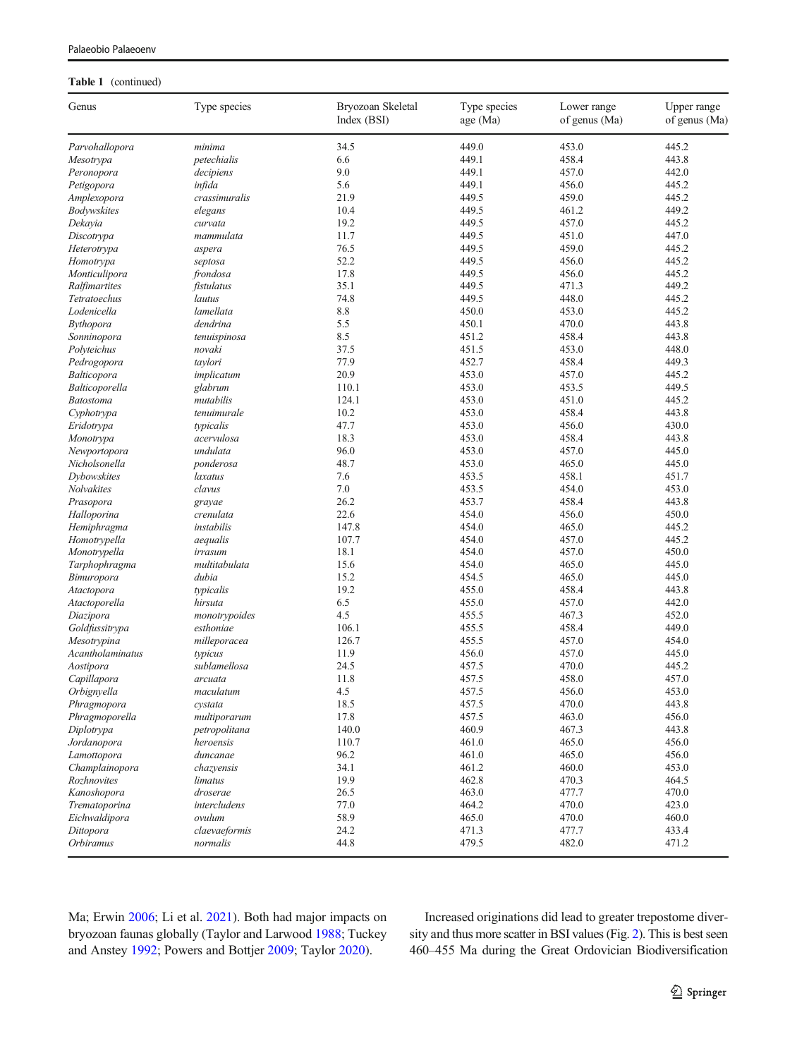**Table 1** (continued)

| Genus | Type species | Bryozoan Skeletal Index (BSI) | Type species age (Ma) | Lower range of genus (Ma) | Upper range of genus (Ma) |
|---|---|---|---|---|---|
| *Parvohallopora* | *minima* | 34.5 | 449.0 | 453.0 | 445.2 |
| *Mesotrypa* | *petechialis* | 6.6 | 449.1 | 458.4 | 443.8 |
| *Peronopora* | *decipiens* | 9.0 | 449.1 | 457.0 | 442.0 |
| *Petigopora* | *infida* | 5.6 | 449.1 | 456.0 | 445.2 |
| *Amplexopora* | *crassimuralis* | 21.9 | 449.5 | 459.0 | 445.2 |
| *Bodywskites* | *elegans* | 10.4 | 449.5 | 461.2 | 449.2 |
| *Dekayia* | *curvata* | 19.2 | 449.5 | 457.0 | 445.2 |
| *Discotrypa* | *mammulata* | 11.7 | 449.5 | 451.0 | 447.0 |
| *Heterotrypa* | *aspera* | 76.5 | 449.5 | 459.0 | 445.2 |
| *Homotrypa* | *septosa* | 52.2 | 449.5 | 456.0 | 445.2 |
| *Monticulipora* | *frondosa* | 17.8 | 449.5 | 456.0 | 445.2 |
| *Ralfimartites* | *fistulatus* | 35.1 | 449.5 | 471.3 | 449.2 |
| *Tetratoechus* | *lautus* | 74.8 | 449.5 | 448.0 | 445.2 |
| *Lodenicella* | *lamellata* | 8.8 | 450.0 | 453.0 | 445.2 |
| *Bythopora* | *dendrina* | 5.5 | 450.1 | 470.0 | 443.8 |
| *Sonninopora* | *tenuispinosa* | 8.5 | 451.2 | 458.4 | 443.8 |
| *Polyteichus* | *novaki* | 37.5 | 451.5 | 453.0 | 448.0 |
| *Pedrogopora* | *taylori* | 77.9 | 452.7 | 458.4 | 449.3 |
| *Balticopora* | *implicatum* | 20.9 | 453.0 | 457.0 | 445.2 |
| *Balticoporella* | *glabrum* | 110.1 | 453.0 | 453.5 | 449.5 |
| *Batostoma* | *mutabilis* | 124.1 | 453.0 | 451.0 | 445.2 |
| *Cyphotrypa* | *tenuimurale* | 10.2 | 453.0 | 458.4 | 443.8 |
| *Eridotrypa* | *typicalis* | 47.7 | 453.0 | 456.0 | 430.0 |
| *Monotrypa* | *acervulosa* | 18.3 | 453.0 | 458.4 | 443.8 |
| *Newportopora* | *undulata* | 96.0 | 453.0 | 457.0 | 445.0 |
| *Nicholsonella* | *ponderosa* | 48.7 | 453.0 | 465.0 | 445.0 |
| *Dybowskites* | *laxatus* | 7.6 | 453.5 | 458.1 | 451.7 |
| *Nolvakites* | *clavus* | 7.0 | 453.5 | 454.0 | 453.0 |
| *Prasopora* | *grayae* | 26.2 | 453.7 | 458.4 | 443.8 |
| *Halloporina* | *crenulata* | 22.6 | 454.0 | 456.0 | 450.0 |
| *Hemiphragma* | *instabilis* | 147.8 | 454.0 | 465.0 | 445.2 |
| *Homotrypella* | *aequalis* | 107.7 | 454.0 | 457.0 | 445.2 |
| *Monotrypella* | *irrasum* | 18.1 | 454.0 | 457.0 | 450.0 |
| *Tarphophragma* | *multitabulata* | 15.6 | 454.0 | 465.0 | 445.0 |
| *Bimuropora* | *dubia* | 15.2 | 454.5 | 465.0 | 445.0 |
| *Atactopora* | *typicalis* | 19.2 | 455.0 | 458.4 | 443.8 |
| *Atactoporella* | *hirsuta* | 6.5 | 455.0 | 457.0 | 442.0 |
| *Diazipora* | *monotrypoides* | 4.5 | 455.5 | 467.3 | 452.0 |
| *Goldfussitrypa* | *esthoniae* | 106.1 | 455.5 | 458.4 | 449.0 |
| *Mesotrypina* | *milleporacea* | 126.7 | 455.5 | 457.0 | 454.0 |
| *Acantholaminatus* | *typicus* | 11.9 | 456.0 | 457.0 | 445.0 |
| *Aostipora* | *sublamellosa* | 24.5 | 457.5 | 470.0 | 445.2 |
| *Capillapora* | *arcuata* | 11.8 | 457.5 | 458.0 | 457.0 |
| *Orbignyella* | *maculatum* | 4.5 | 457.5 | 456.0 | 453.0 |
| *Phragmopora* | *cystata* | 18.5 | 457.5 | 470.0 | 443.8 |
| *Phragmoporella* | *multiporarum* | 17.8 | 457.5 | 463.0 | 456.0 |
| *Diplotrypa* | *petropolitana* | 140.0 | 460.9 | 467.3 | 443.8 |
| *Jordanopora* | *heroensis* | 110.7 | 461.0 | 465.0 | 456.0 |
| *Lamottopora* | *duncanae* | 96.2 | 461.0 | 465.0 | 456.0 |
| *Champlainopora* | *chazyensis* | 34.1 | 461.2 | 460.0 | 453.0 |
| *Rozhnovites* | *limatus* | 19.9 | 462.8 | 470.3 | 464.5 |
| *Kanoshopora* | *droserae* | 26.5 | 463.0 | 477.7 | 470.0 |
| *Trematoporina* | *intercludens* | 77.0 | 464.2 | 470.0 | 423.0 |
| *Eichwaldipora* | *ovulum* | 58.9 | 465.0 | 470.0 | 460.0 |
| *Dittopora* | *claevaeformis* | 24.2 | 471.3 | 477.7 | 433.4 |
| *Orbiramus* | *normalis* | 44.8 | 479.5 | 482.0 | 471.2 |

Ma; Erwin 2006; Li et al. 2021). Both had major impacts on bryozoan faunas globally (Taylor and Larwood 1988; Tuckey and Anstey 1992; Powers and Bottjer 2009; Taylor 2020).

Increased originations did lead to greater trepostome diversity and thus more scatter in BSI values (Fig. 2). This is best seen 460–455 Ma during the Great Ordovician Biodiversification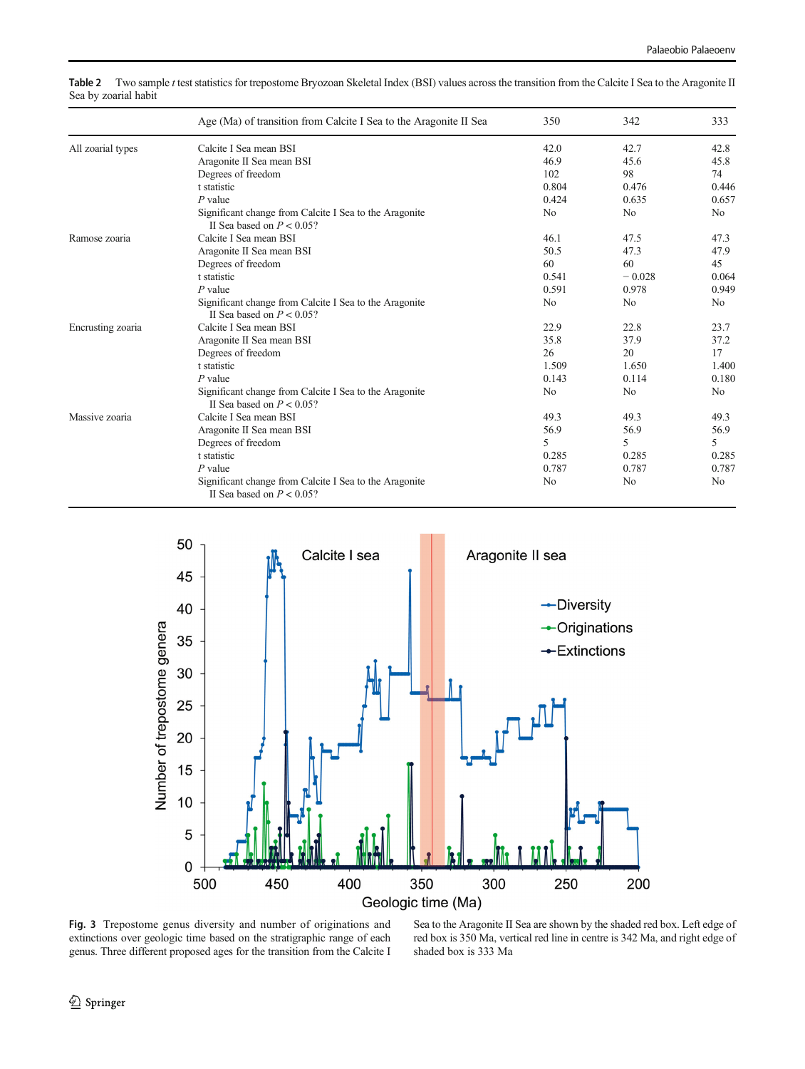**Table 2** Two sample *t* test statistics for trepostome Bryozoan Skeletal Index (BSI) values across the transition from the Calcite I Sea to the Aragonite II Sea by zoarial habit

| | Age (Ma) of transition from Calcite I Sea to the Aragonite II Sea | 350 | 342 | 333 |
|---|---|---|---|---|
| All zoarial types | Calcite I Sea mean BSI | 42.0 | 42.7 | 42.8 |
| | Aragonite II Sea mean BSI | 46.9 | 45.6 | 45.8 |
| | Degrees of freedom | 102 | 98 | 74 |
| | t statistic | 0.804 | 0.476 | 0.446 |
| | *P* value | 0.424 | 0.635 | 0.657 |
| | Significant change from Calcite I Sea to the Aragonite II Sea based on $P < 0.05$? | No | No | No |
| Ramose zoaria | Calcite I Sea mean BSI | 46.1 | 47.5 | 47.3 |
| | Aragonite II Sea mean BSI | 50.5 | 47.3 | 47.9 |
| | Degrees of freedom | 60 | 60 | 45 |
| | t statistic | 0.541 | − 0.028 | 0.064 |
| | *P* value | 0.591 | 0.978 | 0.949 |
| | Significant change from Calcite I Sea to the Aragonite II Sea based on $P < 0.05$? | No | No | No |
| Encrusting zoaria | Calcite I Sea mean BSI | 22.9 | 22.8 | 23.7 |
| | Aragonite II Sea mean BSI | 35.8 | 37.9 | 37.2 |
| | Degrees of freedom | 26 | 20 | 17 |
| | t statistic | 1.509 | 1.650 | 1.400 |
| | *P* value | 0.143 | 0.114 | 0.180 |
| | Significant change from Calcite I Sea to the Aragonite II Sea based on $P < 0.05$? | No | No | No |
| Massive zoaria | Calcite I Sea mean BSI | 49.3 | 49.3 | 49.3 |
| | Aragonite II Sea mean BSI | 56.9 | 56.9 | 56.9 |
| | Degrees of freedom | 5 | 5 | 5 |
| | t statistic | 0.285 | 0.285 | 0.285 |
| | *P* value | 0.787 | 0.787 | 0.787 |
| | Significant change from Calcite I Sea to the Aragonite II Sea based on $P < 0.05$? | No | No | No |

**Fig. 3** Trepostome genus diversity and number of originations and extinctions over geologic time based on the stratigraphic range of each genus. Three different proposed ages for the transition from the Calcite I Sea to the Aragonite II Sea are shown by the shaded red box. Left edge of red box is 350 Ma, vertical red line in centre is 342 Ma, and right edge of shaded box is 333 Ma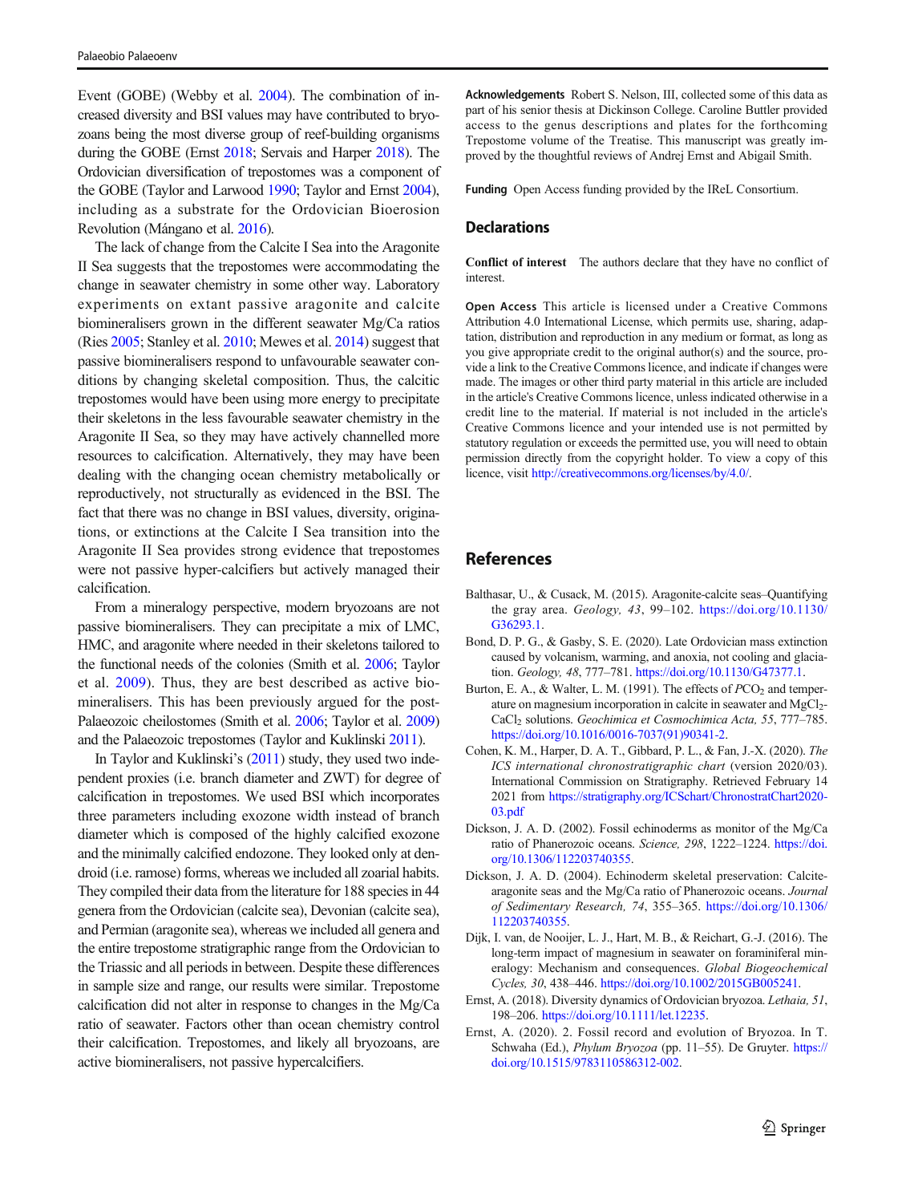Event (GOBE) (Webby et al. 2004). The combination of increased diversity and BSI values may have contributed to bryozoans being the most diverse group of reef-building organisms during the GOBE (Ernst 2018; Servais and Harper 2018). The Ordovician diversification of trepostomes was a component of the GOBE (Taylor and Larwood 1990; Taylor and Ernst 2004), including as a substrate for the Ordovician Bioerosion Revolution (Mángano et al. 2016).

The lack of change from the Calcite I Sea into the Aragonite II Sea suggests that the trepostomes were accommodating the change in seawater chemistry in some other way. Laboratory experiments on extant passive aragonite and calcite biomineralisers grown in the different seawater Mg/Ca ratios (Ries 2005; Stanley et al. 2010; Mewes et al. 2014) suggest that passive biomineralisers respond to unfavourable seawater conditions by changing skeletal composition. Thus, the calcitic trepostomes would have been using more energy to precipitate their skeletons in the less favourable seawater chemistry in the Aragonite II Sea, so they may have actively channelled more resources to calcification. Alternatively, they may have been dealing with the changing ocean chemistry metabolically or reproductively, not structurally as evidenced in the BSI. The fact that there was no change in BSI values, diversity, originations, or extinctions at the Calcite I Sea transition into the Aragonite II Sea provides strong evidence that trepostomes were not passive hyper-calcifiers but actively managed their calcification.

From a mineralogy perspective, modern bryozoans are not passive biomineralisers. They can precipitate a mix of LMC, HMC, and aragonite where needed in their skeletons tailored to the functional needs of the colonies (Smith et al. 2006; Taylor et al. 2009). Thus, they are best described as active biomineralisers. This has been previously argued for the post-Palaeozoic cheilostomes (Smith et al. 2006; Taylor et al. 2009) and the Palaeozoic trepostomes (Taylor and Kuklinski 2011).

In Taylor and Kuklinski's (2011) study, they used two independent proxies (i.e. branch diameter and ZWT) for degree of calcification in trepostomes. We used BSI which incorporates three parameters including exozone width instead of branch diameter which is composed of the highly calcified exozone and the minimally calcified endozone. They looked only at dendroid (i.e. ramose) forms, whereas we included all zoarial habits. They compiled their data from the literature for 188 species in 44 genera from the Ordovician (calcite sea), Devonian (calcite sea), and Permian (aragonite sea), whereas we included all genera and the entire trepostome stratigraphic range from the Ordovician to the Triassic and all periods in between. Despite these differences in sample size and range, our results were similar. Trepostome calcification did not alter in response to changes in the Mg/Ca ratio of seawater. Factors other than ocean chemistry control their calcification. Trepostomes, and likely all bryozoans, are active biomineralisers, not passive hypercalcifiers.

**Acknowledgements** Robert S. Nelson, III, collected some of this data as part of his senior thesis at Dickinson College. Caroline Buttler provided access to the genus descriptions and plates for the forthcoming Trepostome volume of the Treatise. This manuscript was greatly improved by the thoughtful reviews of Andrej Ernst and Abigail Smith.

**Funding** Open Access funding provided by the IReL Consortium.

## Declarations

**Conflict of interest** The authors declare that they have no conflict of interest.

**Open Access** This article is licensed under a Creative Commons Attribution 4.0 International License, which permits use, sharing, adaptation, distribution and reproduction in any medium or format, as long as you give appropriate credit to the original author(s) and the source, provide a link to the Creative Commons licence, and indicate if changes were made. The images or other third party material in this article are included in the article's Creative Commons licence, unless indicated otherwise in a credit line to the material. If material is not included in the article's Creative Commons licence and your intended use is not permitted by statutory regulation or exceeds the permitted use, you will need to obtain permission directly from the copyright holder. To view a copy of this licence, visit http://creativecommons.org/licenses/by/4.0/.

## References

Balthasar, U., & Cusack, M. (2015). Aragonite-calcite seas–Quantifying the gray area. *Geology, 43*, 99–102. https://doi.org/10.1130/G36293.1.

Bond, D. P. G., & Gasby, S. E. (2020). Late Ordovician mass extinction caused by volcanism, warming, and anoxia, not cooling and glaciation. *Geology, 48*, 777–781. https://doi.org/10.1130/G47377.1.

Burton, E. A., & Walter, L. M. (1991). The effects of $PCO_2$ and temperature on magnesium incorporation in calcite in seawater and $MgCl_2$-$CaCl_2$ solutions. *Geochimica et Cosmochimica Acta, 55*, 777–785. https://doi.org/10.1016/0016-7037(91)90341-2.

Cohen, K. M., Harper, D. A. T., Gibbard, P. L., & Fan, J.-X. (2020). *The ICS international chronostratigraphic chart* (version 2020/03). International Commission on Stratigraphy. Retrieved February 14 2021 from https://stratigraphy.org/ICSchart/ChronostratChart2020-03.pdf

Dickson, J. A. D. (2002). Fossil echinoderms as monitor of the Mg/Ca ratio of Phanerozoic oceans. *Science, 298*, 1222–1224. https://doi.org/10.1306/112203740355.

Dickson, J. A. D. (2004). Echinoderm skeletal preservation: Calcite-aragonite seas and the Mg/Ca ratio of Phanerozoic oceans. *Journal of Sedimentary Research, 74*, 355–365. https://doi.org/10.1306/112203740355.

Dijk, I. van, de Nooijer, L. J., Hart, M. B., & Reichart, G.-J. (2016). The long-term impact of magnesium in seawater on foraminiferal mineralogy: Mechanism and consequences. *Global Biogeochemical Cycles, 30*, 438–446. https://doi.org/10.1002/2015GB005241.

Ernst, A. (2018). Diversity dynamics of Ordovician bryozoa. *Lethaia, 51*, 198–206. https://doi.org/10.1111/let.12235.

Ernst, A. (2020). 2. Fossil record and evolution of Bryozoa. In T. Schwaha (Ed.), *Phylum Bryozoa* (pp. 11–55). De Gruyter. https://doi.org/10.1515/9783110586312-002.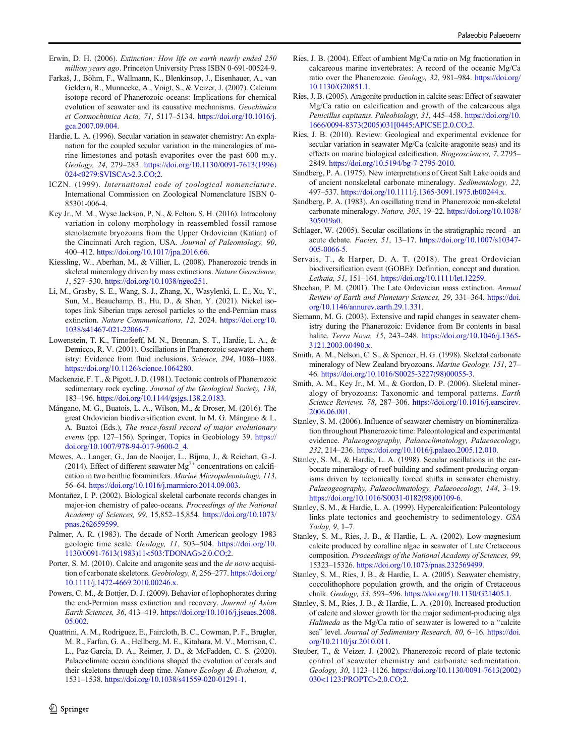Erwin, D. H. (2006). *Extinction: How life on earth nearly ended 250 million years ago*. Princeton University Press ISBN 0-691-00524-9.

Farkaš, J., Böhm, F., Wallmann, K., Blenkinsop, J., Eisenhauer, A., van Geldern, R., Munnecke, A., Voigt, S., & Veizer, J. (2007). Calcium isotope record of Phanerozoic oceans: Implications for chemical evolution of seawater and its causative mechanisms. *Geochimica et Cosmochimica Acta, 71*, 5117–5134. https://doi.org/10.1016/j.gca.2007.09.004.

Hardie, L. A. (1996). Secular variation in seawater chemistry: An explanation for the coupled secular variation in the mineralogies of marine limestones and potash evaporites over the past 600 m.y. *Geology, 24*, 279–283. https://doi.org/10.1130/0091-7613(1996)024<0279:SVISCA>2.3.CO;2.

ICZN. (1999). *International code of zoological nomenclature*. International Commission on Zoological Nomenclature ISBN 0-85301-006-4.

Key Jr., M. M., Wyse Jackson, P. N., & Felton, S. H. (2016). Intracolony variation in colony morphology in reassembled fossil ramose stenolaemate bryozoans from the Upper Ordovician (Katian) of the Cincinnati Arch region, USA. *Journal of Paleontology, 90*, 400–412. https://doi.org/10.1017/jpa.2016.66.

Kiessling, W., Aberhan, M., & Villier, L. (2008). Phanerozoic trends in skeletal mineralogy driven by mass extinctions. *Nature Geoscience, 1*, 527–530. https://doi.org/10.1038/ngeo251.

Li, M., Grasby, S. E., Wang, S.-J., Zhang, X., Wasylenki, L. E., Xu, Y., Sun, M., Beauchamp, B., Hu, D., & Shen, Y. (2021). Nickel isotopes link Siberian traps aerosol particles to the end-Permian mass extinction. *Nature Communications, 12*, 2024. https://doi.org/10.1038/s41467-021-22066-7.

Lowenstein, T. K., Timofeeff, M. N., Brennan, S. T., Hardie, L. A., & Demicco, R. V. (2001). Oscillations in Phanerozoic seawater chemistry: Evidence from fluid inclusions. *Science, 294*, 1086–1088. https://doi.org/10.1126/science.1064280.

Mackenzie, F. T., & Pigott, J. D. (1981). Tectonic controls of Phanerozoic sedimentary rock cycling. *Journal of the Geological Society, 138*, 183–196. https://doi.org/10.1144/gsjgs.138.2.0183.

Mángano, M. G., Buatois, L. A., Wilson, M., & Droser, M. (2016). The great Ordovician biodiversification event. In M. G. Mángano & L. A. Buatoi (Eds.), *The trace-fossil record of major evolutionary events* (pp. 127–156). Springer, Topics in Geobiology 39. https://doi.org/10.1007/978-94-017-9600-2_4.

Mewes, A., Langer, G., Jan de Nooijer, L., Bijma, J., & Reichart, G.-J. (2014). Effect of different seawater $Mg^{2+}$ concentrations on calcification in two benthic foraminifers. *Marine Micropaleontology, 113*, 56–64. https://doi.org/10.1016/j.marmicro.2014.09.003.

Montañez, I. P. (2002). Biological skeletal carbonate records changes in major-ion chemistry of paleo-oceans. *Proceedings of the National Academy of Sciences, 99*, 15,852–15,854. https://doi.org/10.1073/pnas.262659599.

Palmer, A. R. (1983). The decade of North American geology 1983 geologic time scale. *Geology, 11*, 503–504. https://doi.org/10.1130/0091-7613(1983)11<503:TDONAG>2.0.CO;2.

Porter, S. M. (2010). Calcite and aragonite seas and the *de novo* acquisition of carbonate skeletons. *Geobiology, 8*, 256–277. https://doi.org/10.1111/j.1472-4669.2010.00246.x.

Powers, C. M., & Bottjer, D. J. (2009). Behavior of lophophorates during the end-Permian mass extinction and recovery. *Journal of Asian Earth Sciences, 36*, 413–419. https://doi.org/10.1016/j.jseaes.2008.05.002.

Quattrini, A. M., Rodríguez, E., Faircloth, B. C., Cowman, P. F., Brugler, M. R., Farfan, G. A., Hellberg, M. E., Kitahara, M. V., Morrison, C. L., Paz-García, D. A., Reimer, J. D., & McFadden, C. S. (2020). Palaeoclimate ocean conditions shaped the evolution of corals and their skeletons through deep time. *Nature Ecology & Evolution, 4*, 1531–1538. https://doi.org/10.1038/s41559-020-01291-1.

Ries, J. B. (2004). Effect of ambient Mg/Ca ratio on Mg fractionation in calcareous marine invertebrates: A record of the oceanic Mg/Ca ratio over the Phanerozoic. *Geology, 32*, 981–984. https://doi.org/10.1130/G20851.1.

Ries, J. B. (2005). Aragonite production in calcite seas: Effect of seawater Mg/Ca ratio on calcification and growth of the calcareous alga *Penicillus capitatus*. *Paleobiology, 31*, 445–458. https://doi.org/10.1666/0094-8373(2005)031[0445:APICSE]2.0.CO;2.

Ries, J. B. (2010). Review: Geological and experimental evidence for secular variation in seawater Mg/Ca (calcite-aragonite seas) and its effects on marine biological calcification. *Biogeosciences, 7*, 2795–2849. https://doi.org/10.5194/bg-7-2795-2010.

Sandberg, P. A. (1975). New interpretations of Great Salt Lake ooids and of ancient nonskeletal carbonate mineralogy. *Sedimentology, 22*, 497–537. https://doi.org/10.1111/j.1365-3091.1975.tb00244.x.

Sandberg, P. A. (1983). An oscillating trend in Phanerozoic non-skeletal carbonate mineralogy. *Nature, 305*, 19–22. https://doi.org/10.1038/305019a0.

Schlager, W. (2005). Secular oscillations in the stratigraphic record - an acute debate. *Facies, 51*, 13–17. https://doi.org/10.1007/s10347-005-0066-5.

Servais, T., & Harper, D. A. T. (2018). The great Ordovician biodiversification event (GOBE): Definition, concept and duration. *Lethaia, 51*, 151–164. https://doi.org/10.1111/let.12259.

Sheehan, P. M. (2001). The Late Ordovician mass extinction. *Annual Review of Earth and Planetary Sciences, 29*, 331–364. https://doi.org/10.1146/annurev.earth.29.1.331.

Siemann, M. G. (2003). Extensive and rapid changes in seawater chemistry during the Phanerozoic: Evidence from Br contents in basal halite. *Terra Nova, 15*, 243–248. https://doi.org/10.1046/j.1365-3121.2003.00490.x.

Smith, A. M., Nelson, C. S., & Spencer, H. G. (1998). Skeletal carbonate mineralogy of New Zealand bryozoans. *Marine Geology, 151*, 27–46. https://doi.org/10.1016/S0025-3227(98)00055-3.

Smith, A. M., Key Jr., M. M., & Gordon, D. P. (2006). Skeletal mineralogy of bryozoans: Taxonomic and temporal patterns. *Earth Science Reviews, 78*, 287–306. https://doi.org/10.1016/j.earscirev.2006.06.001.

Stanley, S. M. (2006). Influence of seawater chemistry on biomineralization throughout Phanerozoic time: Paleontological and experimental evidence. *Palaeogeography, Palaeoclimatology, Palaeoecology, 232*, 214–236. https://doi.org/10.1016/j.palaeo.2005.12.010.

Stanley, S. M., & Hardie, L. A. (1998). Secular oscillations in the carbonate mineralogy of reef-building and sediment-producing organisms driven by tectonically forced shifts in seawater chemistry. *Palaeogeography, Palaeoclimatology, Palaeoecology, 144*, 3–19. https://doi.org/10.1016/S0031-0182(98)00109-6.

Stanley, S. M., & Hardie, L. A. (1999). Hypercalcification: Paleontology links plate tectonics and geochemistry to sedimentology. *GSA Today, 9*, 1–7.

Stanley, S. M., Ries, J. B., & Hardie, L. A. (2002). Low-magnesium calcite produced by coralline algae in seawater of Late Cretaceous composition. *Proceedings of the National Academy of Sciences, 99*, 15323–15326. https://doi.org/10.1073/pnas.232569499.

Stanley, S. M., Ries, J. B., & Hardie, L. A. (2005). Seawater chemistry, coccolithophore population growth, and the origin of Cretaceous chalk. *Geology, 33*, 593–596. https://doi.org/10.1130/G21405.1.

Stanley, S. M., Ries, J. B., & Hardie, L. A. (2010). Increased production of calcite and slower growth for the major sediment-producing alga *Halimeda* as the Mg/Ca ratio of seawater is lowered to a "calcite sea" level. *Journal of Sedimentary Research, 80*, 6–16. https://doi.org/10.2110/jsr.2010.011.

Steuber, T., & Veizer, J. (2002). Phanerozoic record of plate tectonic control of seawater chemistry and carbonate sedimentation. *Geology, 30*, 1123–1126. https://doi.org/10.1130/0091-7613(2002)030<1123:PROPTC>2.0.CO;2.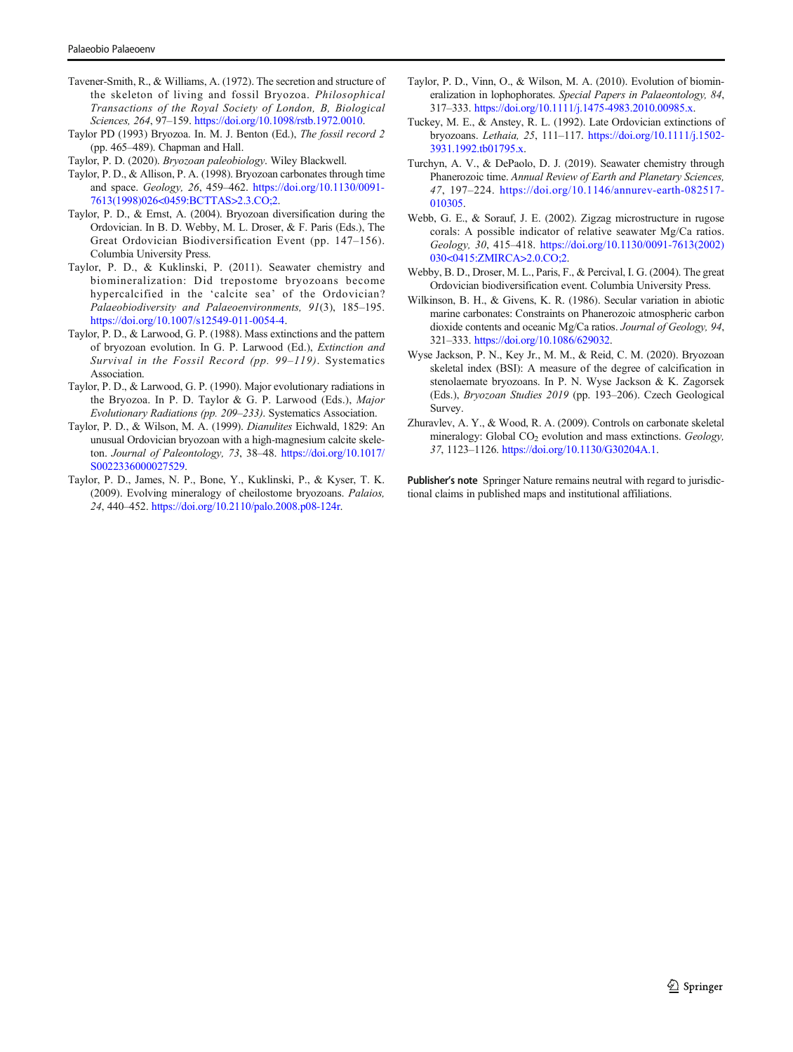Tavener-Smith, R., & Williams, A. (1972). The secretion and structure of the skeleton of living and fossil Bryozoa. *Philosophical Transactions of the Royal Society of London, B, Biological Sciences, 264*, 97–159. https://doi.org/10.1098/rstb.1972.0010.

Taylor PD (1993) Bryozoa. In. M. J. Benton (Ed.), *The fossil record 2* (pp. 465–489). Chapman and Hall.

Taylor, P. D. (2020). *Bryozoan paleobiology*. Wiley Blackwell.

Taylor, P. D., & Allison, P. A. (1998). Bryozoan carbonates through time and space. *Geology, 26*, 459–462. https://doi.org/10.1130/0091-7613(1998)026<0459:BCTTAS>2.3.CO;2.

Taylor, P. D., & Ernst, A. (2004). Bryozoan diversification during the Ordovician. In B. D. Webby, M. L. Droser, & F. Paris (Eds.), The Great Ordovician Biodiversification Event (pp. 147–156). Columbia University Press.

Taylor, P. D., & Kuklinski, P. (2011). Seawater chemistry and biomineralization: Did trepostome bryozoans become hypercalcified in the 'calcite sea' of the Ordovician? *Palaeobiodiversity and Palaeoenvironments, 91*(3), 185–195. https://doi.org/10.1007/s12549-011-0054-4.

Taylor, P. D., & Larwood, G. P. (1988). Mass extinctions and the pattern of bryozoan evolution. In G. P. Larwood (Ed.), *Extinction and Survival in the Fossil Record (pp. 99–119)*. Systematics Association.

Taylor, P. D., & Larwood, G. P. (1990). Major evolutionary radiations in the Bryozoa. In P. D. Taylor & G. P. Larwood (Eds.), *Major Evolutionary Radiations (pp. 209–233)*. Systematics Association.

Taylor, P. D., & Wilson, M. A. (1999). *Dianulites* Eichwald, 1829: An unusual Ordovician bryozoan with a high-magnesium calcite skeleton. *Journal of Paleontology, 73*, 38–48. https://doi.org/10.1017/S0022336000027529.

Taylor, P. D., James, N. P., Bone, Y., Kuklinski, P., & Kyser, T. K. (2009). Evolving mineralogy of cheilostome bryozoans. *Palaios, 24*, 440–452. https://doi.org/10.2110/palo.2008.p08-124r.

Taylor, P. D., Vinn, O., & Wilson, M. A. (2010). Evolution of biomineralization in lophophorates. *Special Papers in Palaeontology, 84*, 317–333. https://doi.org/10.1111/j.1475-4983.2010.00985.x.

Tuckey, M. E., & Anstey, R. L. (1992). Late Ordovician extinctions of bryozoans. *Lethaia, 25*, 111–117. https://doi.org/10.1111/j.1502-3931.1992.tb01795.x.

Turchyn, A. V., & DePaolo, D. J. (2019). Seawater chemistry through Phanerozoic time. *Annual Review of Earth and Planetary Sciences, 47*, 197–224. https://doi.org/10.1146/annurev-earth-082517-010305.

Webb, G. E., & Sorauf, J. E. (2002). Zigzag microstructure in rugose corals: A possible indicator of relative seawater Mg/Ca ratios. *Geology, 30*, 415–418. https://doi.org/10.1130/0091-7613(2002)030<0415:ZMIRCA>2.0.CO;2.

Webby, B. D., Droser, M. L., Paris, F., & Percival, I. G. (2004). The great Ordovician biodiversification event. Columbia University Press.

Wilkinson, B. H., & Givens, K. R. (1986). Secular variation in abiotic marine carbonates: Constraints on Phanerozoic atmospheric carbon dioxide contents and oceanic Mg/Ca ratios. *Journal of Geology, 94*, 321–333. https://doi.org/10.1086/629032.

Wyse Jackson, P. N., Key Jr., M. M., & Reid, C. M. (2020). Bryozoan skeletal index (BSI): A measure of the degree of calcification in stenolaemate bryozoans. In P. N. Wyse Jackson & K. Zagorsek (Eds.), *Bryozoan Studies 2019* (pp. 193–206). Czech Geological Survey.

Zhuravlev, A. Y., & Wood, R. A. (2009). Controls on carbonate skeletal mineralogy: Global $CO_2$ evolution and mass extinctions. *Geology, 37*, 1123–1126. https://doi.org/10.1130/G30204A.1.

**Publisher's note** Springer Nature remains neutral with regard to jurisdictional claims in published maps and institutional affiliations.